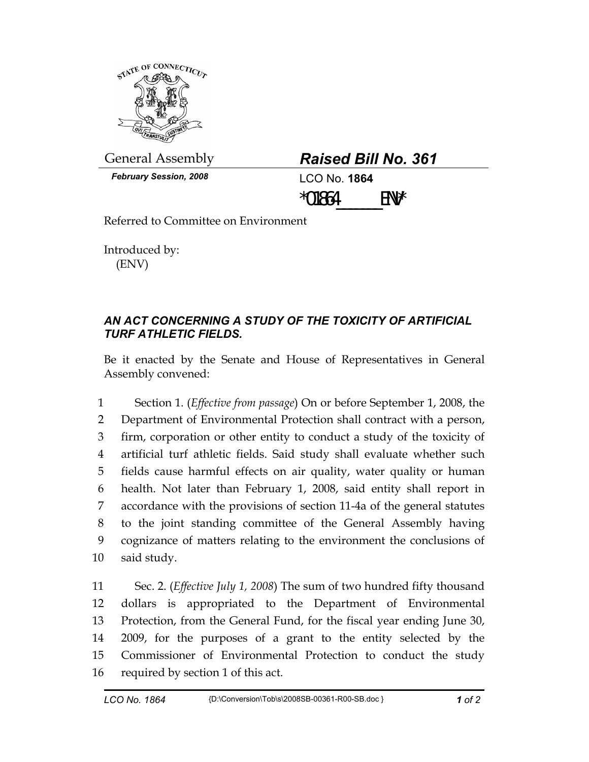General Assembly

***February Session, 2008***

## *Raised Bill No. 361*

LCO No. **1864**

*01864_______ENV*

Referred to Committee on Environment

Introduced by:
(ENV)

### *AN ACT CONCERNING A STUDY OF THE TOXICITY OF ARTIFICIAL TURF ATHLETIC FIELDS.*

Be it enacted by the Senate and House of Representatives in General Assembly convened:

1 Section 1. (*Effective from passage*) On or before September 1, 2008, the
2 Department of Environmental Protection shall contract with a person,
3 firm, corporation or other entity to conduct a study of the toxicity of
4 artificial turf athletic fields. Said study shall evaluate whether such
5 fields cause harmful effects on air quality, water quality or human
6 health. Not later than February 1, 2008, said entity shall report in
7 accordance with the provisions of section 11-4a of the general statutes
8 to the joint standing committee of the General Assembly having
9 cognizance of matters relating to the environment the conclusions of
10 said study.

11 Sec. 2. (*Effective July 1, 2008*) The sum of two hundred fifty thousand
12 dollars is appropriated to the Department of Environmental
13 Protection, from the General Fund, for the fiscal year ending June 30,
14 2009, for the purposes of a grant to the entity selected by the
15 Commissioner of Environmental Protection to conduct the study
16 required by section 1 of this act.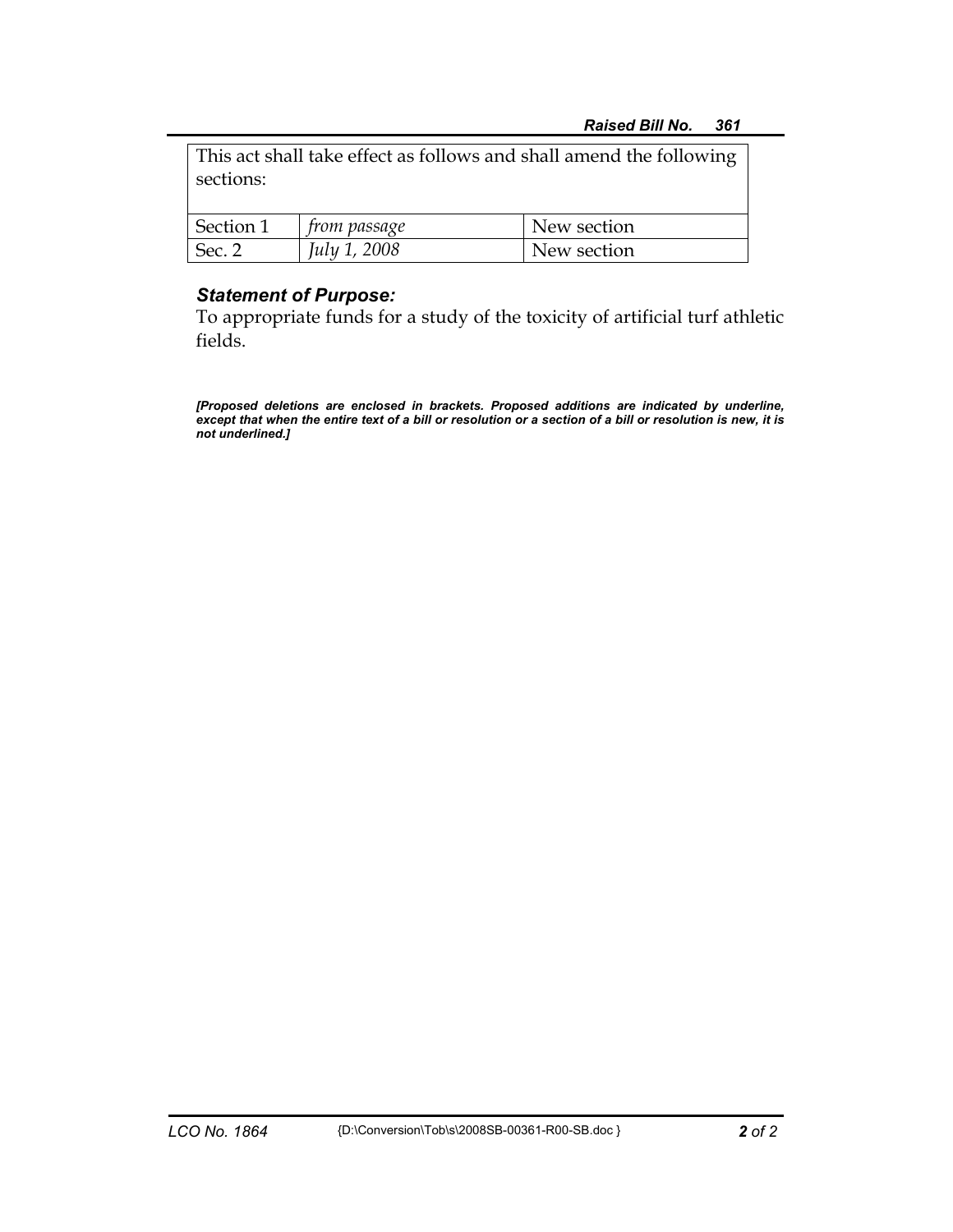This act shall take effect as follows and shall amend the following sections:

| | | |
|---|---|---|
| Section 1 | *from passage* | New section |
| Sec. 2 | *July 1, 2008* | New section |

### *Statement of Purpose:*

To appropriate funds for a study of the toxicity of artificial turf athletic fields.

***[Proposed deletions are enclosed in brackets. Proposed additions are indicated by underline, except that when the entire text of a bill or resolution or a section of a bill or resolution is new, it is not underlined.]***